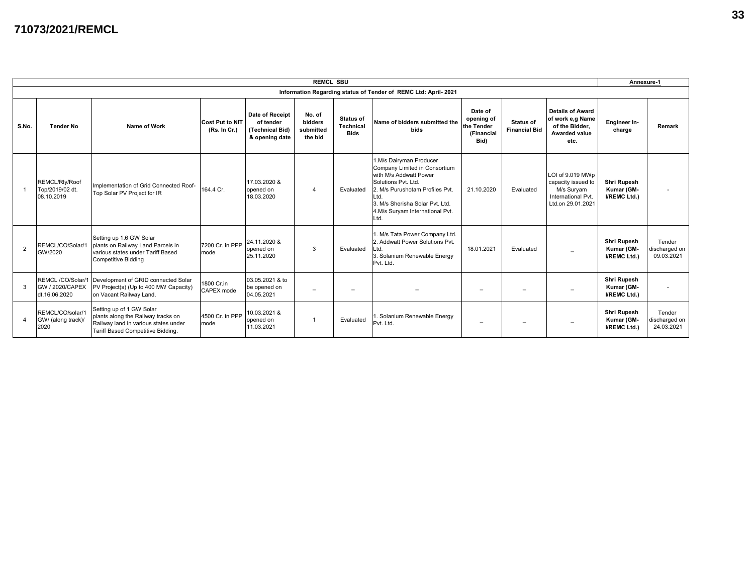# 71073/2021/REMCL

| REMCL SBU | | | | | | | | | | | | Annexure-1 |
|---|---|---|---|---|---|---|---|---|---|---|---|---|
| Information Regarding status of Tender of REMC Ltd: April- 2021 | | | | | | | | | | | | |
| S.No. | Tender No | Name of Work | Cost Put to NIT (Rs. In Cr.) | Date of Receipt of tender (Technical Bid) & opening date | No. of bidders submitted the bid | Status of Technical Bids | Name of bidders submitted the bids | Date of opening of the Tender (Financial Bid) | Status of Financial Bid | Details of Award of work e,g Name of the Bidder, Awarded value etc. | Engineer In-charge | Remark |
| 1 | REMCL/Rly/Roof Top/2019/02 dt. 08.10.2019 | Implementation of Grid Connected Roof-Top Solar PV Project for IR | 164.4 Cr. | 17.03.2020 & opened on 18.03.2020 | 4 | Evaluated | 1.M/s Dairyman Producer Company Limited in Consortium with M/s Addwatt Power Solutions Pvt. Ltd.<br>2. M/s Purushotam Profiles Pvt. Ltd.<br>3. M/s Sherisha Solar Pvt. Ltd.<br>4.M/s Suryam International Pvt. Ltd. | 21.10.2020 | Evaluated | LOI of 9.019 MWp capacity issued to M/s Suryam International Pvt. Ltd.on 29.01.2021 | **Shri Rupesh Kumar (GM-I/REMC Ltd.)** | - |
| 2 | REMCL/CO/Solar/1 GW/2020 | Setting up 1.6 GW Solar plants on Railway Land Parcels in various states under Tariff Based Competitive Bidding | 7200 Cr. in PPP mode | 24.11.2020 & opened on 25.11.2020 | 3 | Evaluated | 1. M/s Tata Power Company Ltd.<br>2. Addwatt Power Solutions Pvt. Ltd.<br>3. Solanium Renewable Energy Pvt. Ltd. | 18.01.2021 | Evaluated | – | **Shri Rupesh Kumar (GM-I/REMC Ltd.)** | Tender discharged on 09.03.2021 |
| 3 | REMCL /CO/Solar/1 GW / 2020/CAPEX dt.16.06.2020 | Development of GRID connected Solar PV Project(s) (Up to 400 MW Capacity) on Vacant Railway Land. | 1800 Cr.in CAPEX mode | 03.05.2021 & to be opened on 04.05.2021 | – | – | – | – | – | – | **Shri Rupesh Kumar (GM-I/REMC Ltd.)** | - |
| 4 | REMCL/CO/solar/1 GW/ (along track)/ 2020 | Setting up of 1 GW Solar plants along the Railway tracks on Railway land in various states under Tariff Based Competitive Bidding. | 4500 Cr. in PPP mode | 10.03.2021 & opened on 11.03.2021 | 1 | Evaluated | 1. Solanium Renewable Energy Pvt. Ltd. | – | – | – | **Shri Rupesh Kumar (GM-I/REMC Ltd.)** | Tender discharged on 24.03.2021 |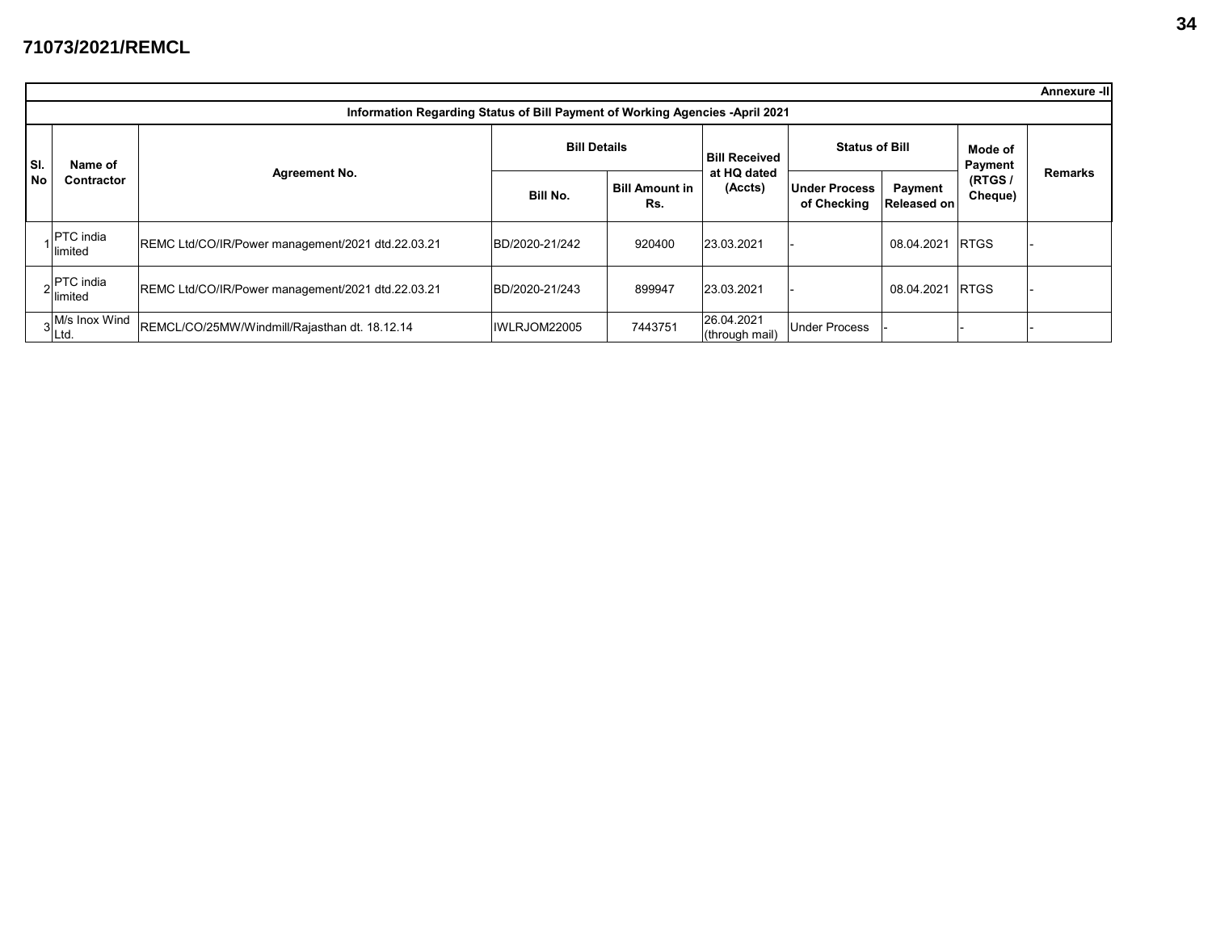71073/2021/REMCL

Annexure -II

**Information Regarding Status of Bill Payment of Working Agencies -April 2021**

| Sl. No | Name of Contractor | Agreement No. | Bill Details | | Bill Received at HQ dated (Accts) | Status of Bill | | Mode of Payment (RTGS / Cheque) | Remarks |
|---|---|---|---|---|---|---|---|---|---|
| | | | Bill No. | Bill Amount in Rs. | | Under Process of Checking | Payment Released on | | |
| 1 | PTC india limited | REMC Ltd/CO/IR/Power management/2021 dtd.22.03.21 | BD/2020-21/242 | 920400 | 23.03.2021 | - | 08.04.2021 | RTGS | - |
| 2 | PTC india limited | REMC Ltd/CO/IR/Power management/2021 dtd.22.03.21 | BD/2020-21/243 | 899947 | 23.03.2021 | - | 08.04.2021 | RTGS | - |
| 3 | M/s Inox Wind Ltd. | REMCL/CO/25MW/Windmill/Rajasthan dt. 18.12.14 | IWLRJOM22005 | 7443751 | 26.04.2021 (through mail) | Under Process | - | - | - |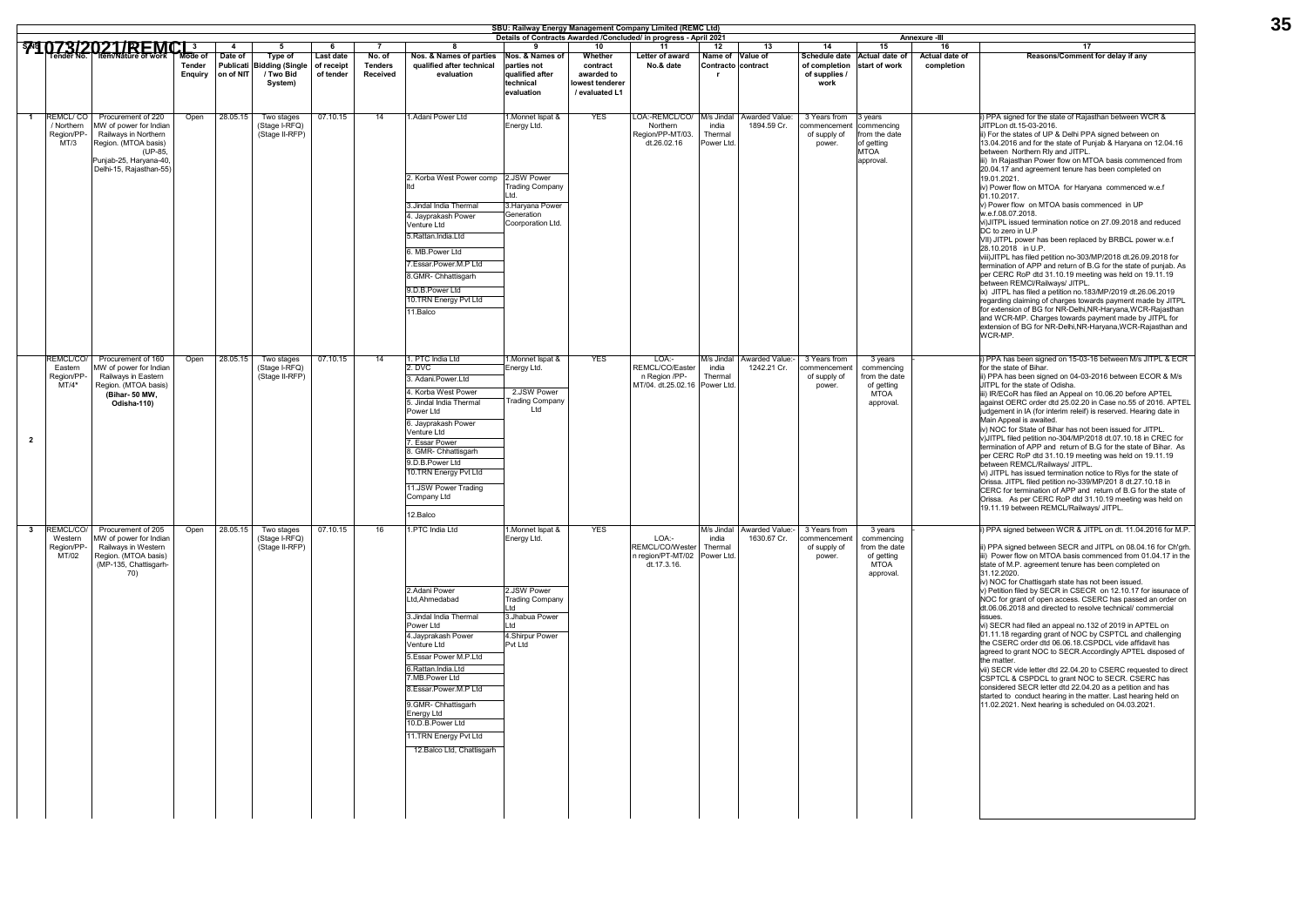SBU: Railway Energy Management Company Limited (REMC Ltd)

Details of Contracts Awarded /Concluded/ in progress - April 2021

Annexure -III

71073/2021/REMCL

| S.No. | Tender No. | Item/Nature of work | Mode of Tender Enquiry | Date of Publication of NIT | Type of Bidding (Single / Two Bid System) | Last date of receipt of tender | No. of Tenders Received | Nos. & Names of parties qualified after technical evaluation | Nos. & Names of parties not qualified after technical evaluation | Whether contract awarded to lowest tenderer / evaluated L1 | Letter of award No.& date | Name of Contractor | Value of contract | Schedule date of completion of supplies / work | Actual date of start of work | Actual date of completion | Reasons/Comment for delay if any |
|---|---|---|---|---|---|---|---|---|---|---|---|---|---|---|---|---|---|
| 1 | 2 | 3 | 4 | 5 | 6 | 7 | 8 | 9 | 10 | 11 | 12 | 13 | 14 | 15 | 16 | | 17 |
| 1 | REMCL/ CO / Northern Region/PP-MT/3 | Procurement of 220 MW of power for Indian Railways in Northern Region. (MTOA basis) (UP-85, Punjab-25, Haryana-40, Delhi-15, Rajasthan-55) | Open | 28.05.15 | Two stages (Stage I-RFQ) (Stage II-RFP) | 07.10.15 | 14 | 1.Adani Power Ltd<br>2. Korba West Power comp ltd<br>3.Jindal India Thermal<br>4. Jayprakash Power Venture Ltd<br>5.Rattan.India.Ltd<br>6. MB.Power Ltd<br>7.Essar.Power.M.P Ltd<br>8.GMR- Chhattisgarh<br>9.D.B.Power Ltd<br>10.TRN Energy Pvt Ltd<br>11.Balco | 1.Monnet Ispat & Energy Ltd.<br>2.JSW Power Trading Company Ltd.<br>3.Haryana Power Generation Coorporation Ltd. | YES | LOA:-REMCL/CO/ Northern Region/PP-MT/03. dt.26.02.16 | M/s Jindal india Thermal Power Ltd. | Awarded Value: 1894.59 Cr. | 3 Years from commencement of supply of power. | 3 years commencing from the date of getting MTOA approval. | | i) PPA signed for the state of Rajasthan between WCR & JITPLon dt.15-03-2016.<br>ii) For the states of UP & Delhi PPA signed between on 13.04.2016 and for the state of Punjab & Haryana on 12.04.16 between Northern Rly and JITPL.<br>iii) In Rajasthan Power flow on MTOA basis commenced from 20.04.17 and agreement tenure has been completed on 19.01.2021.<br>iv) Power flow on MTOA for Haryana commenced w.e.f 01.10.2017.<br>v) Power flow on MTOA basis commenced in UP w.e.f.08.07.2018.<br>vi)JITPL issued termination notice on 27.09.2018 and reduced DC to zero in U.P<br>VII) JITPL power has been replaced by BRBCL power w.e.f 28.10.2018 in U.P.<br>viii)JITPL has filed petition no-303/MP/2018 dt.26.09.2018 for termination of APP and return of B.G for the state of punjab. As per CERC RoP dtd 31.10.19 meeting was held on 19.11.19 between REMCl/Railways/ JITPL.<br>ix) JITPL has filed a petition no.183/MP/2019 dt.26.06.2019 regarding claiming of charges towards payment made by JITPL for extension of BG for NR-Delhi,NR-Haryana,WCR-Rajasthan and WCR-MP. Charges towards payment made by JITPL for extension of BG for NR-Delhi,NR-Haryana,WCR-Rajasthan and WCR-MP. |
| 2 | REMCL/CO/ Eastern Region/PP-MT/4* | Procurement of 160 MW of power for Indian Railways in Eastern Region. (MTOA basis) **(Bihar- 50 MW, Odisha-110)** | Open | 28.05.15 | Two stages (Stage I-RFQ) (Stage II-RFP) | 07.10.15 | 14 | 1. PTC India Ltd<br>2. DVC<br>3. Adani.Power.Ltd<br>4. Korba West Power<br>5. Jindal India Thermal Power Ltd<br>6. Jayprakash Power Venture Ltd<br>7. Essar Power<br>8. GMR- Chhattisgarh<br>9.D.B.Power Ltd<br>10.TRN Energy Pvt Ltd<br>11.JSW Power Trading Company Ltd<br>12.Balco | 1.Monnet Ispat & Energy Ltd.<br>2.JSW Power Trading Company Ltd | YES | LOA:- REMCL/CO/Eastern Region /PP-MT/04. dt.25.02.16 | M/s Jindal india Thermal Power Ltd. | Awarded Value:- 1242.21 Cr. | 3 Years from commencement of supply of power. | 3 years commencing from the date of getting MTOA approval. | - | i) PPA has been signed on 15-03-16 between M/s JITPL & ECR for the state of Bihar.<br>ii) PPA has been signed on 04-03-2016 between ECOR & M/s JITPL for the state of Odisha.<br>iii) IR/ECoR has filed an Appeal on 10.06.20 before APTEL against OERC order dtd 25.02.20 in Case no.55 of 2016. APTEL judgement in IA (for interim releif) is reserved. Hearing date in Main Appeal is awaited.<br>iv) NOC for State of Bihar has not been issued for JITPL.<br>v)JITPL filed petition no-304/MP/2018 dt.07.10.18 in CREC for termination of APP and return of B.G for the state of Bihar. As per CERC RoP dtd 31.10.19 meeting was held on 19.11.19 between REMCL/Railways/ JITPL.<br>vi) JITPL has issued termination notice to Rlys for the state of Orissa. JITPL filed petition no-339/MP/201 8 dt.27.10.18 in CERC for termination of APP and return of B.G for the state of Orissa. As per CERC RoP dtd 31.10.19 meeting was held on 19.11.19 between REMCL/Railways/ JITPL. |
| 3 | REMCL/CO/ Western Region/PP-MT/02 | Procurement of 205 MW of power for Indian Railways in Western Region. (MTOA basis) (MP-135, Chattisgarh-70) | Open | 28.05.15 | Two stages (Stage I-RFQ) (Stage II-RFP) | 07.10.15 | 16 | 1.PTC India Ltd<br>2.Adani Power Ltd,Ahmedabad<br>3.Jindal India Thermal Power Ltd<br>4.Jayprakash Power Venture Ltd<br>5.Essar Power M.P.Ltd<br>6.Rattan.India.Ltd<br>7.MB.Power Ltd<br>8.Essar.Power.M.P Ltd<br>9.GMR- Chhattisgarh Energy Ltd<br>10.D.B.Power Ltd<br>11.TRN Energy Pvt Ltd<br>12.Balco Ltd, Chattisgarh | 1.Monnet Ispat & Energy Ltd.<br>2.JSW Power Trading Company Ltd<br>3.Jhabua Power Ltd<br>4.Shirpur Power Pvt Ltd | YES | LOA:- REMCL/CO/Western region/PT-MT/02 dt.17.3.16. | M/s Jindal india Thermal Power Ltd. | Awarded Value:- 1630.67 Cr. | 3 Years from commencement of supply of power. | 3 years commencing from the date of getting MTOA approval. | - | i) PPA signed between WCR & JITPL on dt. 11.04.2016 for M.P.<br>ii) PPA signed between SECR and JITPL on 08.04.16 for Ch'grh.<br>iii) Power flow on MTOA basis commenced from 01.04.17 in the state of M.P. agreement tenure has been completed on 31.12.2020.<br>iv) NOC for Chattisgarh state has not been issued.<br>v) Petition filed by SECR in CSECR on 12.10.17 for issunace of NOC for grant of open access. CSERC has passed an order on dt.06.06.2018 and directed to resolve technical/ commercial issues.<br>vi) SECR had filed an appeal no.132 of 2019 in APTEL on 01.11.18 regarding grant of NOC by CSPTCL and challenging the CSERC order dtd 06.06.18.CSPDCL vide affidavit has agreed to grant NOC to SECR.Accordingly APTEL disposed of the matter.<br>vii) SECR vide letter dtd 22.04.20 to CSERC requested to direct CSPTCL & CSPDCL to grant NOC to SECR. CSERC has considered SECR letter dtd 22.04.20 as a petition and has started to conduct hearing in the matter. Last hearing held on 11.02.2021. Next hearing is scheduled on 04.03.2021. |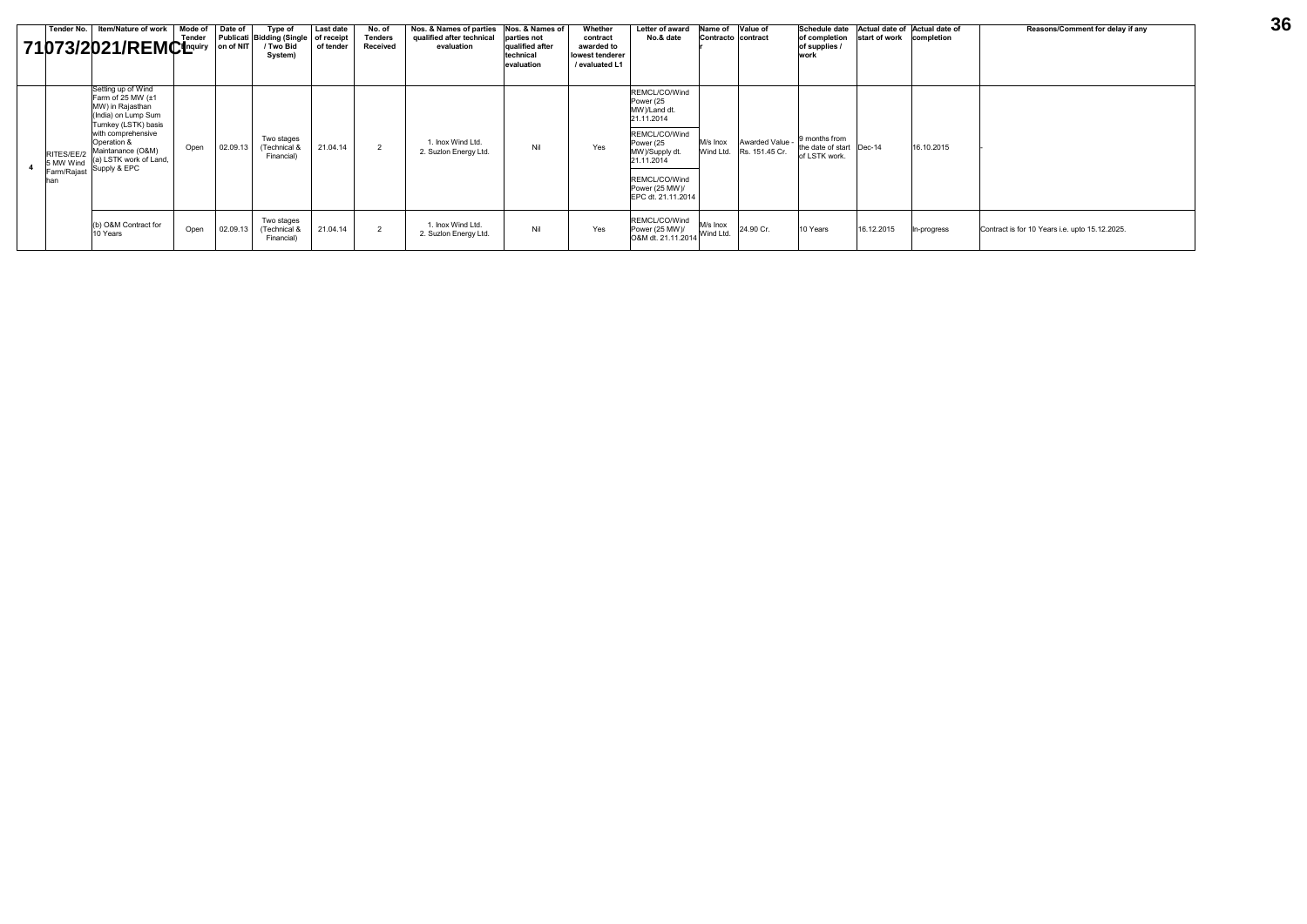| | Tender No. | Item/Nature of work | Mode of Tender Enquiry | Date of Publication of NIT | Type of Bidding (Single / Two Bid System) | Last date of receipt of tender | No. of Tenders Received | Nos. & Names of parties qualified after technical evaluation | Nos. & Names of parties not qualified after technical evaluation | Whether contract awarded to lowest tenderer / evaluated L1 | Letter of award No.& date | Name of Contractor | Value of contract | Schedule date of completion of supplies / work | Actual date of start of work | Actual date of completion | Reasons/Comment for delay if any |
|---|---|---|---|---|---|---|---|---|---|---|---|---|---|---|---|---|---|
| 4 | RITES/EE/25 MW Wind Farm/Rajasthan | Setting up of Wind Farm of 25 MW (±1 MW) in Rajasthan (India) on Lump Sum Turnkey (LSTK) basis with comprehensive Operation & Maintanance (O&M) (a) LSTK work of Land, Supply & EPC | Open | 02.09.13 | Two stages (Technical & Financial) | 21.04.14 | 2 | 1. Inox Wind Ltd. 2. Suzlon Energy Ltd. | Nil | Yes | REMCL/CO/Wind Power (25 MW)/Land dt. 21.11.2014 REMCL/CO/Wind Power (25 MW)/Supply dt. 21.11.2014 REMCL/CO/Wind Power (25 MW)/ EPC dt. 21.11.2014 | M/s Inox Wind Ltd. | Awarded Value - Rs. 151.45 Cr. | 9 months from the date of start of LSTK work. | Dec-14 | 16.10.2015 | - |
| | | (b) O&M Contract for 10 Years | Open | 02.09.13 | Two stages (Technical & Financial) | 21.04.14 | 2 | 1. Inox Wind Ltd. 2. Suzlon Energy Ltd. | Nil | Yes | REMCL/CO/Wind Power (25 MW)/ O&M dt. 21.11.2014 | M/s Inox Wind Ltd. | 24.90 Cr. | 10 Years | 16.12.2015 | In-progress | Contract is for 10 Years i.e. upto 15.12.2025. |